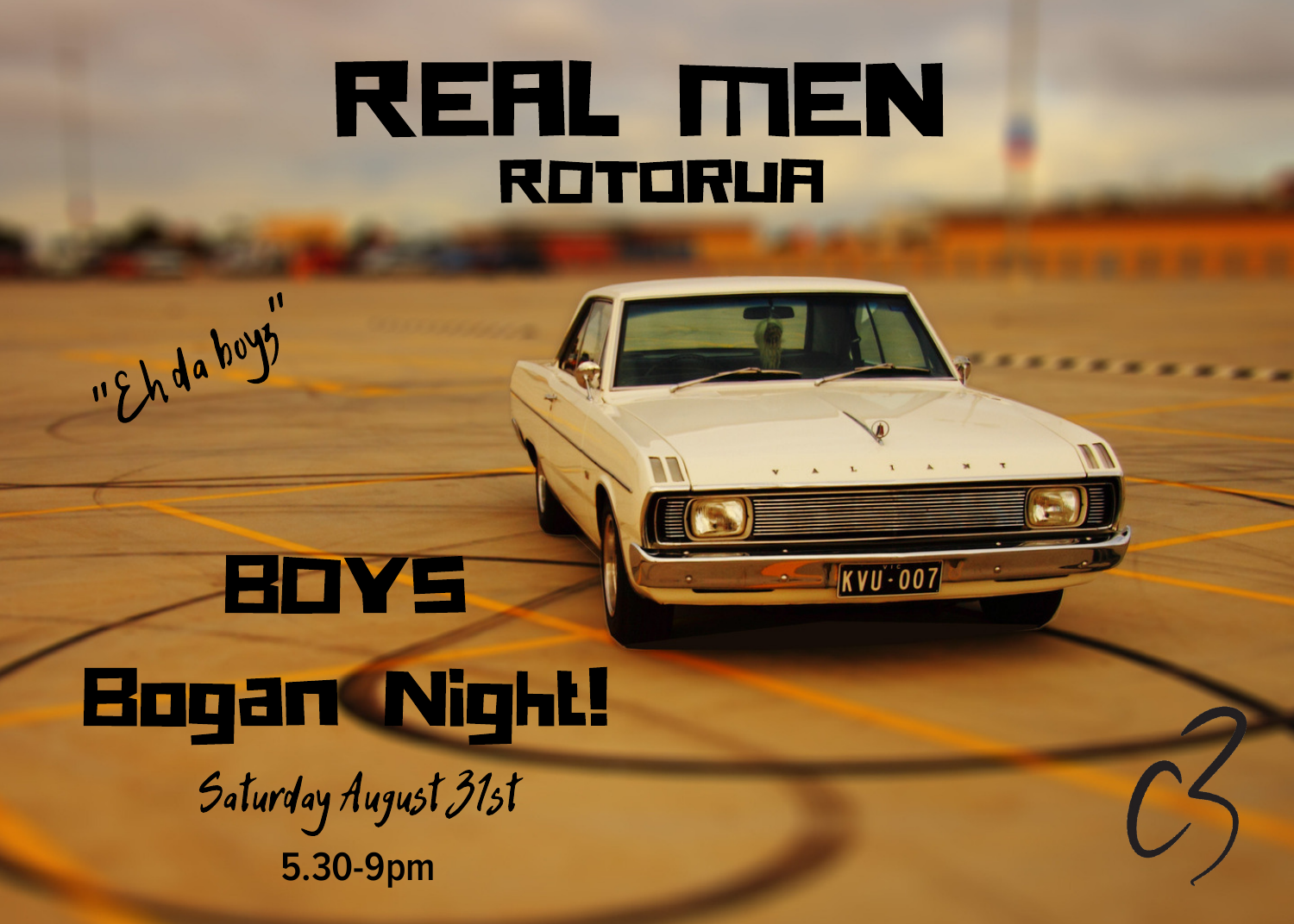# REAL MEN

## ROTORUA

"Eh da boyz"

## BOYS

## Bogan Night!

Saturday August 31st

5.30-9pm

C3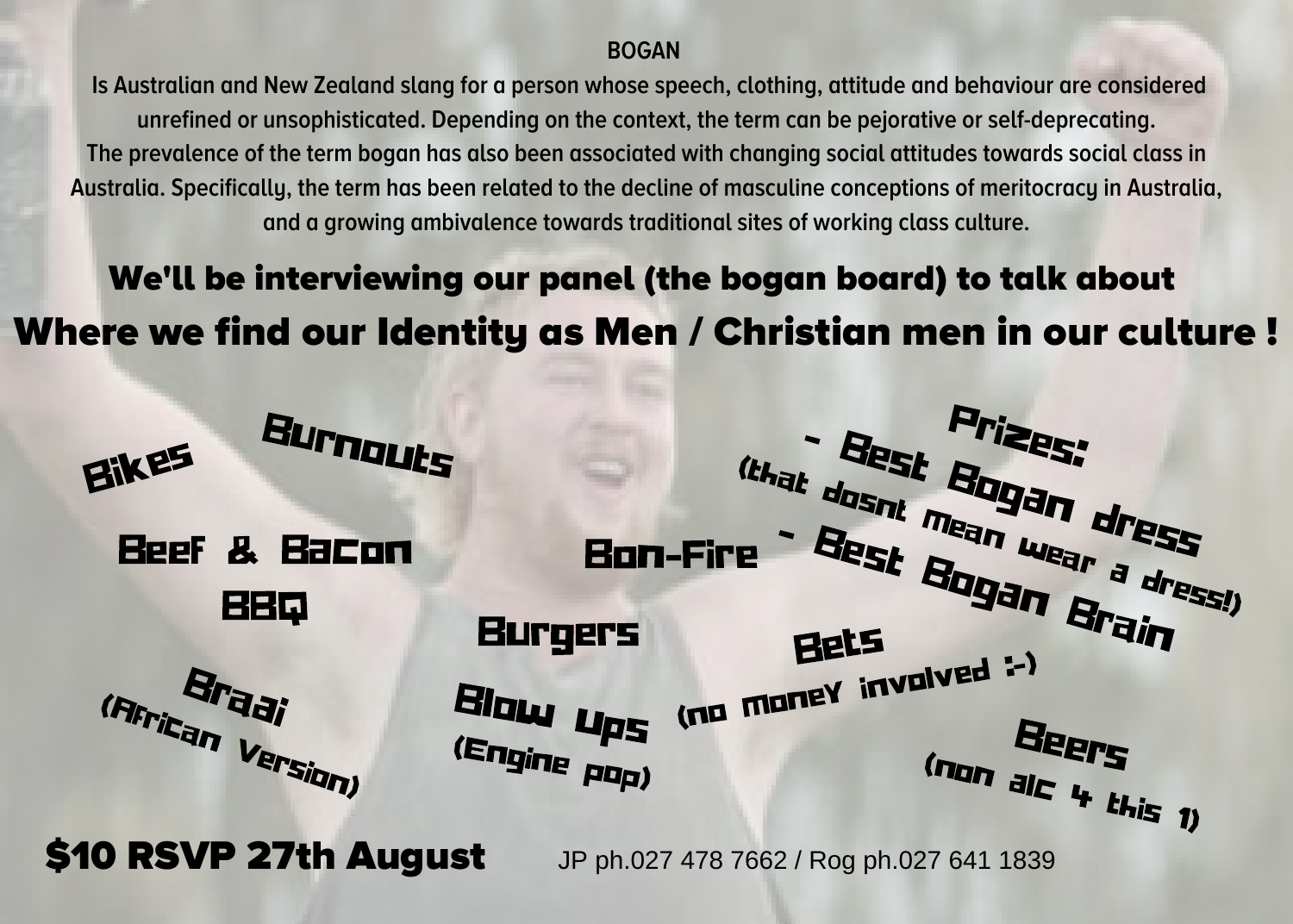**BOGAN**

Is Australian and New Zealand slang for a person whose speech, clothing, attitude and behaviour are considered unrefined or unsophisticated. Depending on the context, the term can be pejorative or self-deprecating.
The prevalence of the term bogan has also been associated with changing social attitudes towards social class in Australia. Specifically, the term has been related to the decline of masculine conceptions of meritocracy in Australia, and a growing ambivalence towards traditional sites of working class culture.

## We'll be interviewing our panel (the bogan board) to talk about

# Where we find our Identity as Men / Christian men in our culture !

Bikes

Burnouts

Beef & Bacon BBQ

Bon-Fire

Prizes:
- Best Bogan dress (that dosnt mean wear a dress!)
- Best Bogan Brain

Burgers

Bets (no money involved :-)

Braai (African Version)

Blow ups (Engine pop)

Beers (non alc 4 this 1)

**$10 RSVP 27th August**

JP ph.027 478 7662 / Rog ph.027 641 1839